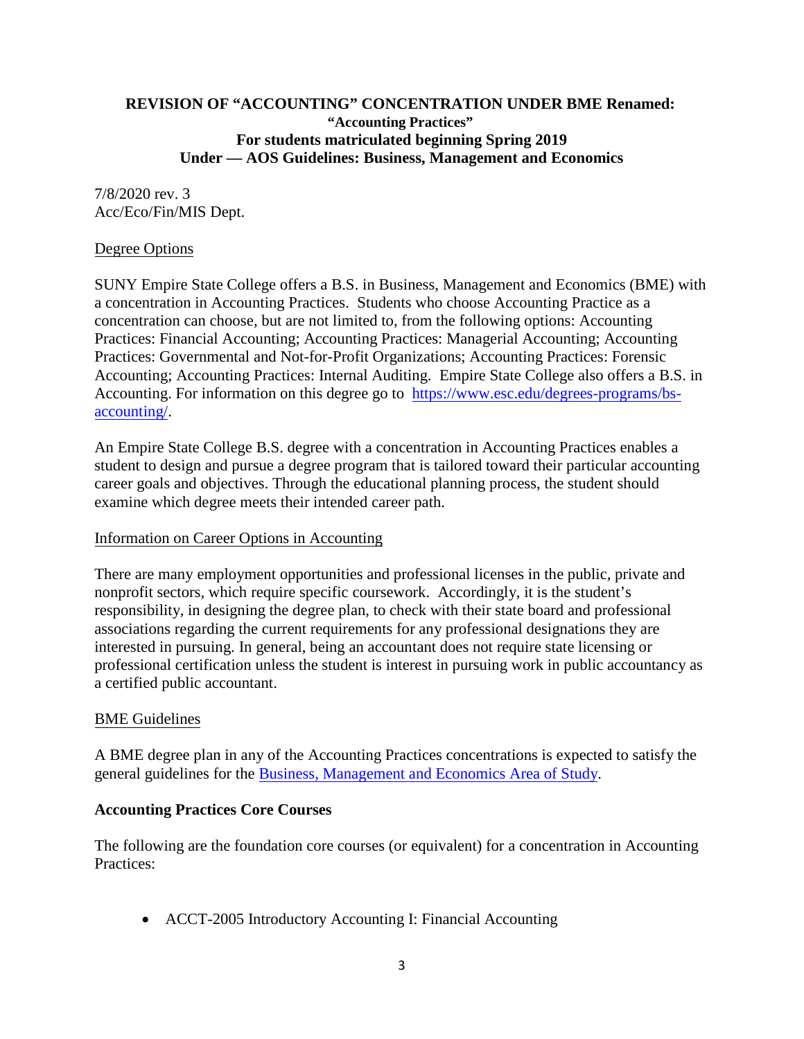# REVISION OF "ACCOUNTING" CONCENTRATION UNDER BME Renamed: "Accounting Practices" For students matriculated beginning Spring 2019 Under — AOS Guidelines: Business, Management and Economics

7/8/2020 rev. 3
Acc/Eco/Fin/MIS Dept.

## Degree Options

SUNY Empire State College offers a B.S. in Business, Management and Economics (BME) with a concentration in Accounting Practices. Students who choose Accounting Practice as a concentration can choose, but are not limited to, from the following options: Accounting Practices: Financial Accounting; Accounting Practices: Managerial Accounting; Accounting Practices: Governmental and Not-for-Profit Organizations; Accounting Practices: Forensic Accounting; Accounting Practices: Internal Auditing. Empire State College also offers a B.S. in Accounting. For information on this degree go to [https://www.esc.edu/degrees-programs/bs-accounting/](https://www.esc.edu/degrees-programs/bs-accounting/).

An Empire State College B.S. degree with a concentration in Accounting Practices enables a student to design and pursue a degree program that is tailored toward their particular accounting career goals and objectives. Through the educational planning process, the student should examine which degree meets their intended career path.

## Information on Career Options in Accounting

There are many employment opportunities and professional licenses in the public, private and nonprofit sectors, which require specific coursework. Accordingly, it is the student's responsibility, in designing the degree plan, to check with their state board and professional associations regarding the current requirements for any professional designations they are interested in pursuing. In general, being an accountant does not require state licensing or professional certification unless the student is interest in pursuing work in public accountancy as a certified public accountant.

## BME Guidelines

A BME degree plan in any of the Accounting Practices concentrations is expected to satisfy the general guidelines for the Business, Management and Economics Area of Study.

### Accounting Practices Core Courses

The following are the foundation core courses (or equivalent) for a concentration in Accounting Practices:

- ACCT-2005 Introductory Accounting I: Financial Accounting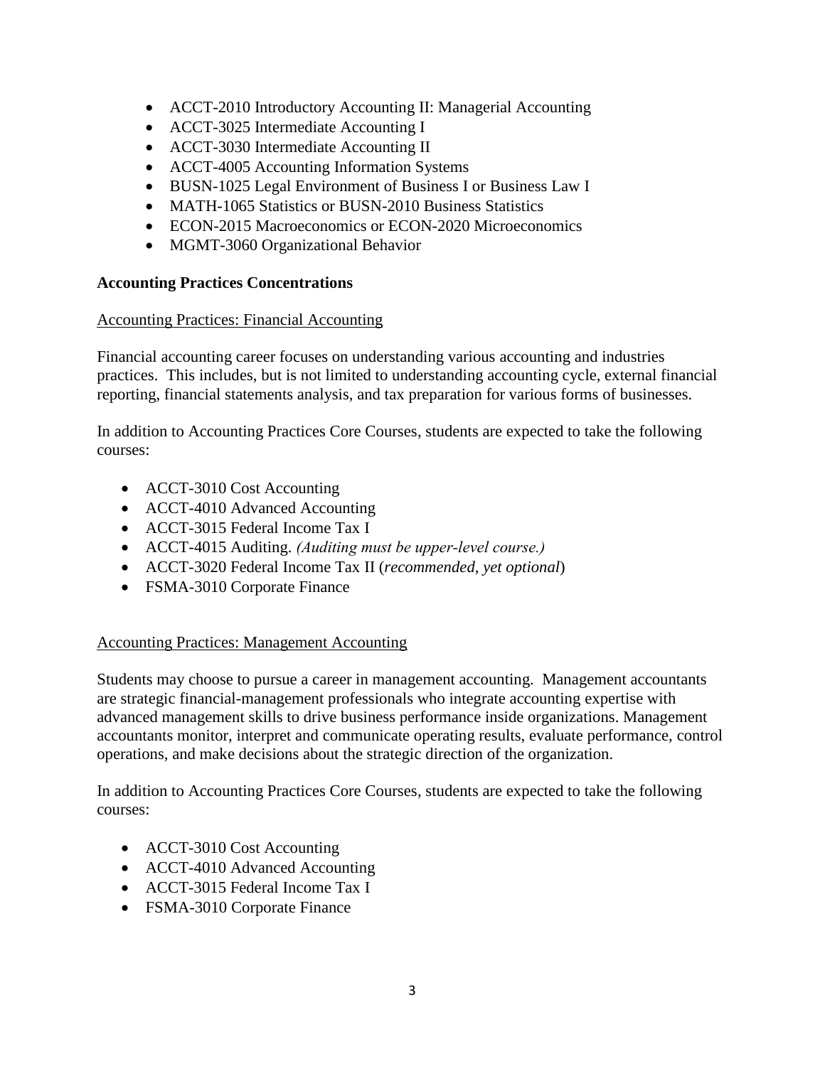- ACCT-2010 Introductory Accounting II: Managerial Accounting
- ACCT-3025 Intermediate Accounting I
- ACCT-3030 Intermediate Accounting II
- ACCT-4005 Accounting Information Systems
- BUSN-1025 Legal Environment of Business I or Business Law I
- MATH-1065 Statistics or BUSN-2010 Business Statistics
- ECON-2015 Macroeconomics or ECON-2020 Microeconomics
- MGMT-3060 Organizational Behavior

**Accounting Practices Concentrations**

<u>Accounting Practices: Financial Accounting</u>

Financial accounting career focuses on understanding various accounting and industries practices. This includes, but is not limited to understanding accounting cycle, external financial reporting, financial statements analysis, and tax preparation for various forms of businesses.

In addition to Accounting Practices Core Courses, students are expected to take the following courses:

- ACCT-3010 Cost Accounting
- ACCT-4010 Advanced Accounting
- ACCT-3015 Federal Income Tax I
- ACCT-4015 Auditing. *(Auditing must be upper-level course.)*
- ACCT-3020 Federal Income Tax II (*recommended, yet optional*)
- FSMA-3010 Corporate Finance

<u>Accounting Practices: Management Accounting</u>

Students may choose to pursue a career in management accounting. Management accountants are strategic financial-management professionals who integrate accounting expertise with advanced management skills to drive business performance inside organizations. Management accountants monitor, interpret and communicate operating results, evaluate performance, control operations, and make decisions about the strategic direction of the organization.

In addition to Accounting Practices Core Courses, students are expected to take the following courses:

- ACCT-3010 Cost Accounting
- ACCT-4010 Advanced Accounting
- ACCT-3015 Federal Income Tax I
- FSMA-3010 Corporate Finance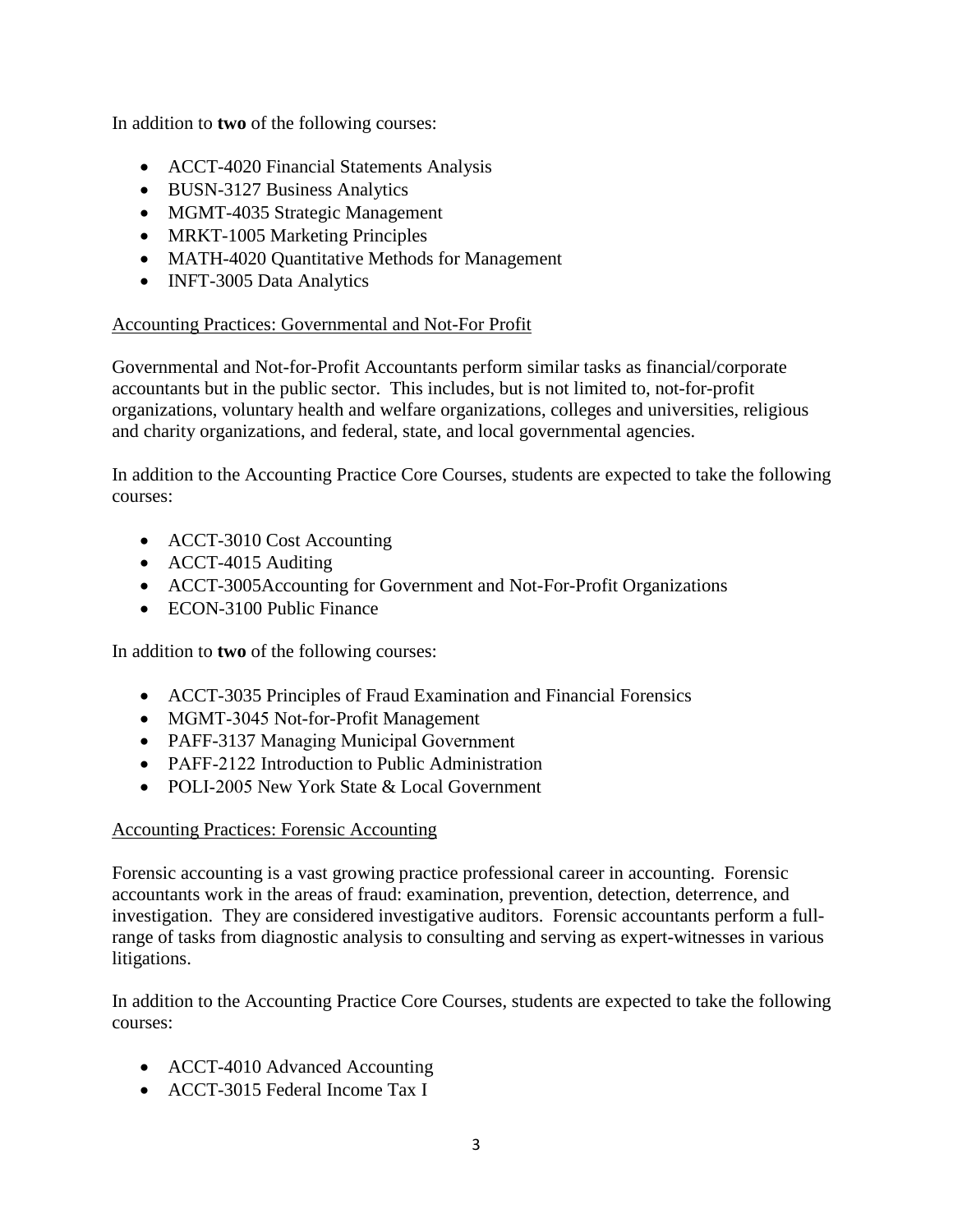In addition to **two** of the following courses:

- ACCT-4020 Financial Statements Analysis
- BUSN-3127 Business Analytics
- MGMT-4035 Strategic Management
- MRKT-1005 Marketing Principles
- MATH-4020 Quantitative Methods for Management
- INFT-3005 Data Analytics

<u>Accounting Practices: Governmental and Not-For Profit</u>

Governmental and Not-for-Profit Accountants perform similar tasks as financial/corporate accountants but in the public sector. This includes, but is not limited to, not-for-profit organizations, voluntary health and welfare organizations, colleges and universities, religious and charity organizations, and federal, state, and local governmental agencies.

In addition to the Accounting Practice Core Courses, students are expected to take the following courses:

- ACCT-3010 Cost Accounting
- ACCT-4015 Auditing
- ACCT-3005Accounting for Government and Not-For-Profit Organizations
- ECON-3100 Public Finance

In addition to **two** of the following courses:

- ACCT-3035 Principles of Fraud Examination and Financial Forensics
- MGMT-3045 Not-for-Profit Management
- PAFF-3137 Managing Municipal Government
- PAFF-2122 Introduction to Public Administration
- POLI-2005 New York State & Local Government

<u>Accounting Practices: Forensic Accounting</u>

Forensic accounting is a vast growing practice professional career in accounting. Forensic accountants work in the areas of fraud: examination, prevention, detection, deterrence, and investigation. They are considered investigative auditors. Forensic accountants perform a full-range of tasks from diagnostic analysis to consulting and serving as expert-witnesses in various litigations.

In addition to the Accounting Practice Core Courses, students are expected to take the following courses:

- ACCT-4010 Advanced Accounting
- ACCT-3015 Federal Income Tax I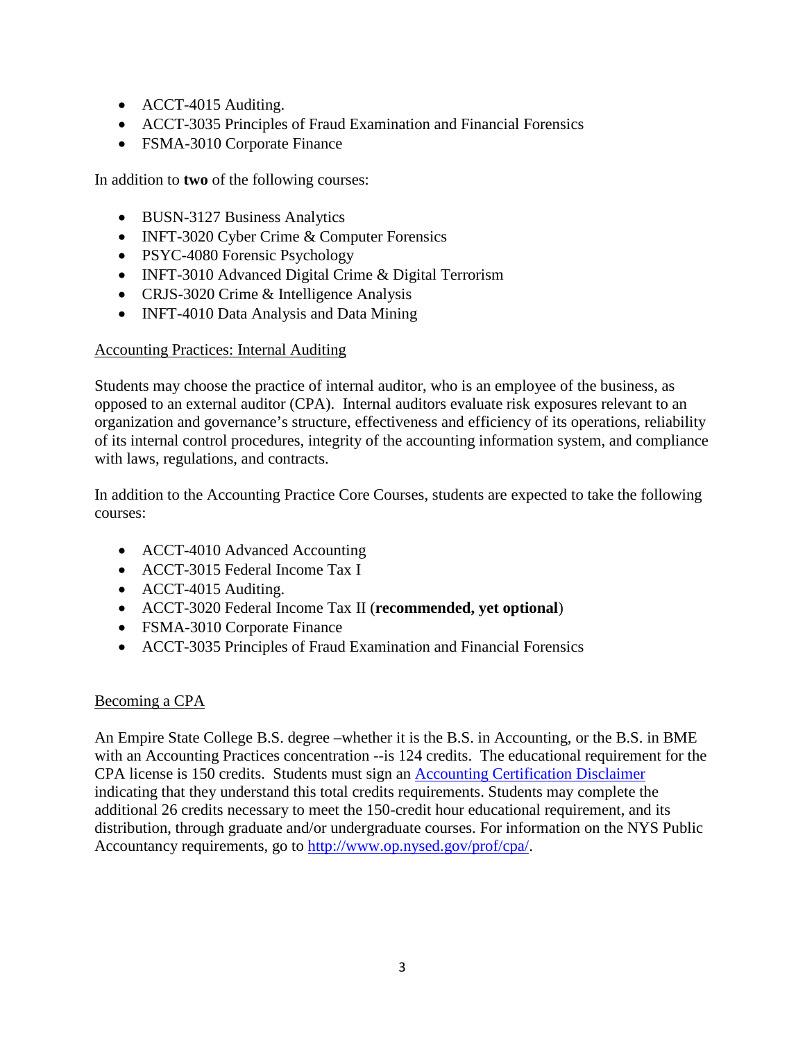- ACCT-4015 Auditing.
- ACCT-3035 Principles of Fraud Examination and Financial Forensics
- FSMA-3010 Corporate Finance

In addition to **two** of the following courses:

- BUSN-3127 Business Analytics
- INFT-3020 Cyber Crime & Computer Forensics
- PSYC-4080 Forensic Psychology
- INFT-3010 Advanced Digital Crime & Digital Terrorism
- CRJS-3020 Crime & Intelligence Analysis
- INFT-4010 Data Analysis and Data Mining

<u>Accounting Practices: Internal Auditing</u>

Students may choose the practice of internal auditor, who is an employee of the business, as opposed to an external auditor (CPA). Internal auditors evaluate risk exposures relevant to an organization and governance's structure, effectiveness and efficiency of its operations, reliability of its internal control procedures, integrity of the accounting information system, and compliance with laws, regulations, and contracts.

In addition to the Accounting Practice Core Courses, students are expected to take the following courses:

- ACCT-4010 Advanced Accounting
- ACCT-3015 Federal Income Tax I
- ACCT-4015 Auditing.
- ACCT-3020 Federal Income Tax II (**recommended, yet optional**)
- FSMA-3010 Corporate Finance
- ACCT-3035 Principles of Fraud Examination and Financial Forensics

<u>Becoming a CPA</u>

An Empire State College B.S. degree –whether it is the B.S. in Accounting, or the B.S. in BME with an Accounting Practices concentration --is 124 credits. The educational requirement for the CPA license is 150 credits. Students must sign an [Accounting Certification Disclaimer]() indicating that they understand this total credits requirements. Students may complete the additional 26 credits necessary to meet the 150-credit hour educational requirement, and its distribution, through graduate and/or undergraduate courses. For information on the NYS Public Accountancy requirements, go to [http://www.op.nysed.gov/prof/cpa/](http://www.op.nysed.gov/prof/cpa/).